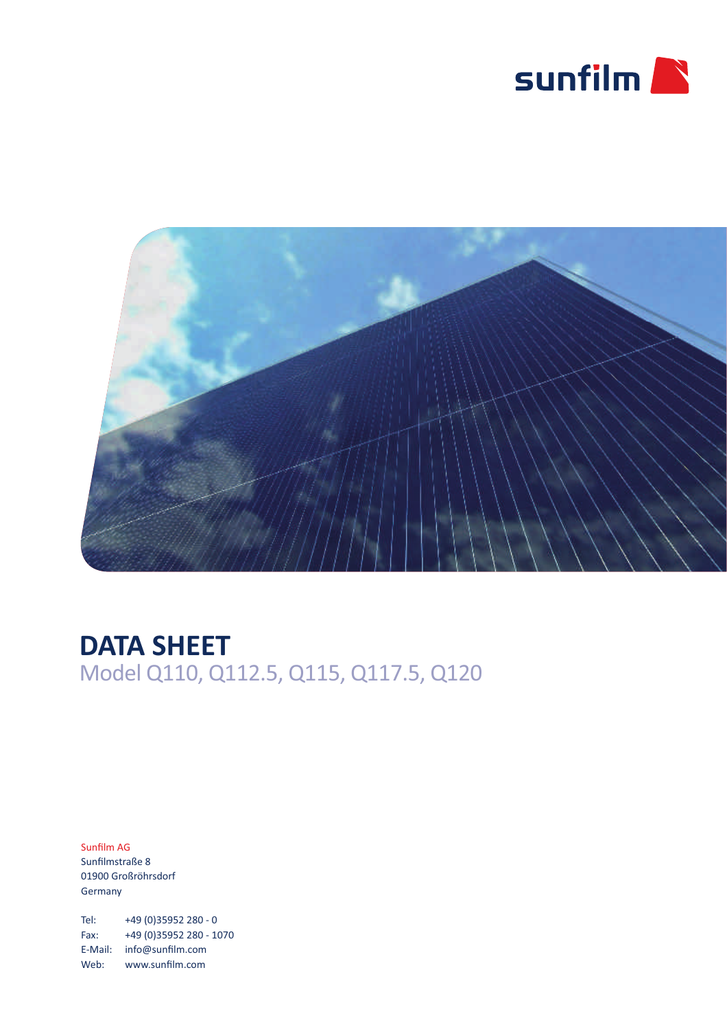sunfilm

# DATA SHEET

## Model Q110, Q112.5, Q115, Q117.5, Q120

Sunfilm AG
Sunfilmstraße 8
01900 Großröhrsdorf
Germany

Tel: +49 (0)35952 280 - 0
Fax: +49 (0)35952 280 - 1070
E-Mail: info@sunfilm.com
Web: www.sunfilm.com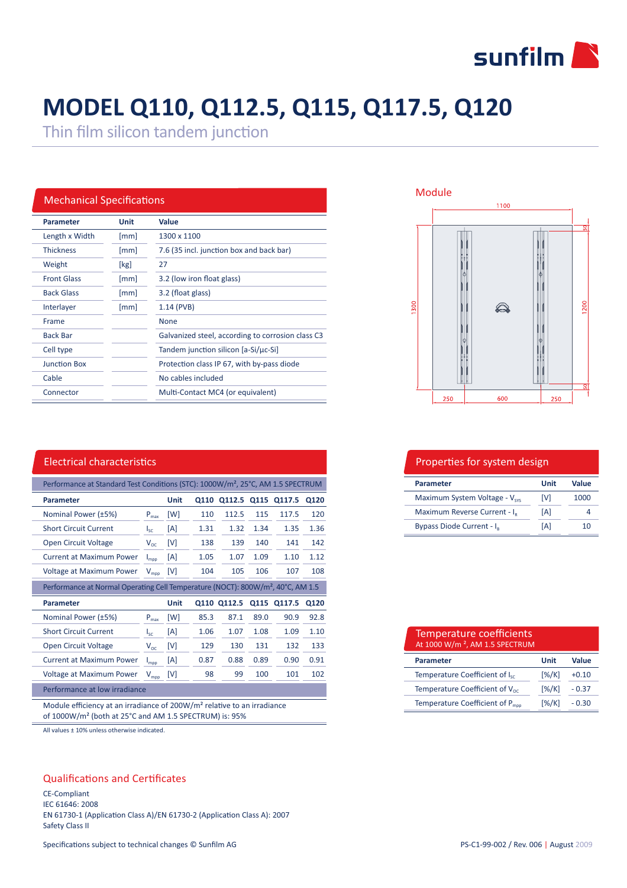# MODEL Q110, Q112.5, Q115, Q117.5, Q120

Thin film silicon tandem junction

## Mechanical Specifications

| Parameter | Unit | Value |
|---|---|---|
| Length x Width | [mm] | 1300 x 1100 |
| Thickness | [mm] | 7.6 (35 incl. junction box and back bar) |
| Weight | [kg] | 27 |
| Front Glass | [mm] | 3.2 (low iron float glass) |
| Back Glass | [mm] | 3.2 (float glass) |
| Interlayer | [mm] | 1.14 (PVB) |
| Frame | | None |
| Back Bar | | Galvanized steel, according to corrosion class C3 |
| Cell type | | Tandem junction silicon [a-Si/μc-Si] |
| Junction Box | | Protection class IP 67, with by-pass diode |
| Cable | | No cables included |
| Connector | | Multi-Contact MC4 (or equivalent) |

## Module

1100

1300

1200

50

50

250

600

250

## Electrical characteristics

| Performance at Standard Test Conditions (STC): 1000W/m², 25°C, AM 1.5 SPECTRUM | | | | | | | |
|---|---|---|---|---|---|---|---|
| **Parameter** | | **Unit** | **Q110** | **Q112.5** | **Q115** | **Q117.5** | **Q120** |
| Nominal Power (±5%) | $P_{max}$ | [W] | 110 | 112.5 | 115 | 117.5 | 120 |
| Short Circuit Current | $I_{SC}$ | [A] | 1.31 | 1.32 | 1.34 | 1.35 | 1.36 |
| Open Circuit Voltage | $V_{OC}$ | [V] | 138 | 139 | 140 | 141 | 142 |
| Current at Maximum Power | $I_{mpp}$ | [A] | 1.05 | 1.07 | 1.09 | 1.10 | 1.12 |
| Voltage at Maximum Power | $V_{mpp}$ | [V] | 104 | 105 | 106 | 107 | 108 |
| **Performance at Normal Operating Cell Temperature (NOCT): 800W/m², 40°C, AM 1.5** | | | | | | | |
| **Parameter** | | **Unit** | **Q110** | **Q112.5** | **Q115** | **Q117.5** | **Q120** |
| Nominal Power (±5%) | $P_{max}$ | [W] | 85.3 | 87.1 | 89.0 | 90.9 | 92.8 |
| Short Circuit Current | $I_{SC}$ | [A] | 1.06 | 1.07 | 1.08 | 1.09 | 1.10 |
| Open Circuit Voltage | $V_{OC}$ | [V] | 129 | 130 | 131 | 132 | 133 |
| Current at Maximum Power | $I_{mpp}$ | [A] | 0.87 | 0.88 | 0.89 | 0.90 | 0.91 |
| Voltage at Maximum Power | $V_{mpp}$ | [V] | 98 | 99 | 100 | 101 | 102 |

**Performance at low irradiance**

Module efficiency at an irradiance of 200W/m² relative to an irradiance of 1000W/m² (both at 25°C and AM 1.5 SPECTRUM) is: 95%

All values ± 10% unless otherwise indicated.

## Properties for system design

| Parameter | Unit | Value |
|---|---|---|
| Maximum System Voltage - $V_{SYS}$ | [V] | 1000 |
| Maximum Reverse Current - $I_R$ | [A] | 4 |
| Bypass Diode Current - $I_B$ | [A] | 10 |

## Temperature coefficients

At 1000 W/m ², AM 1.5 SPECTRUM

| Parameter | Unit | Value |
|---|---|---|
| Temperature Coefficient of $I_{SC}$ | [%/K] | +0.10 |
| Temperature Coefficient of $V_{OC}$ | [%/K] | - 0.37 |
| Temperature Coefficient of $P_{mpp}$ | [%/K] | - 0.30 |

## Qualifications and Certificates

CE-Compliant
IEC 61646: 2008
EN 61730-1 (Application Class A)/EN 61730-2 (Application Class A): 2007
Safety Class II

Specifications subject to technical changes © Sunfilm AG

PS-C1-99-002 / Rev. 006 | August 2009